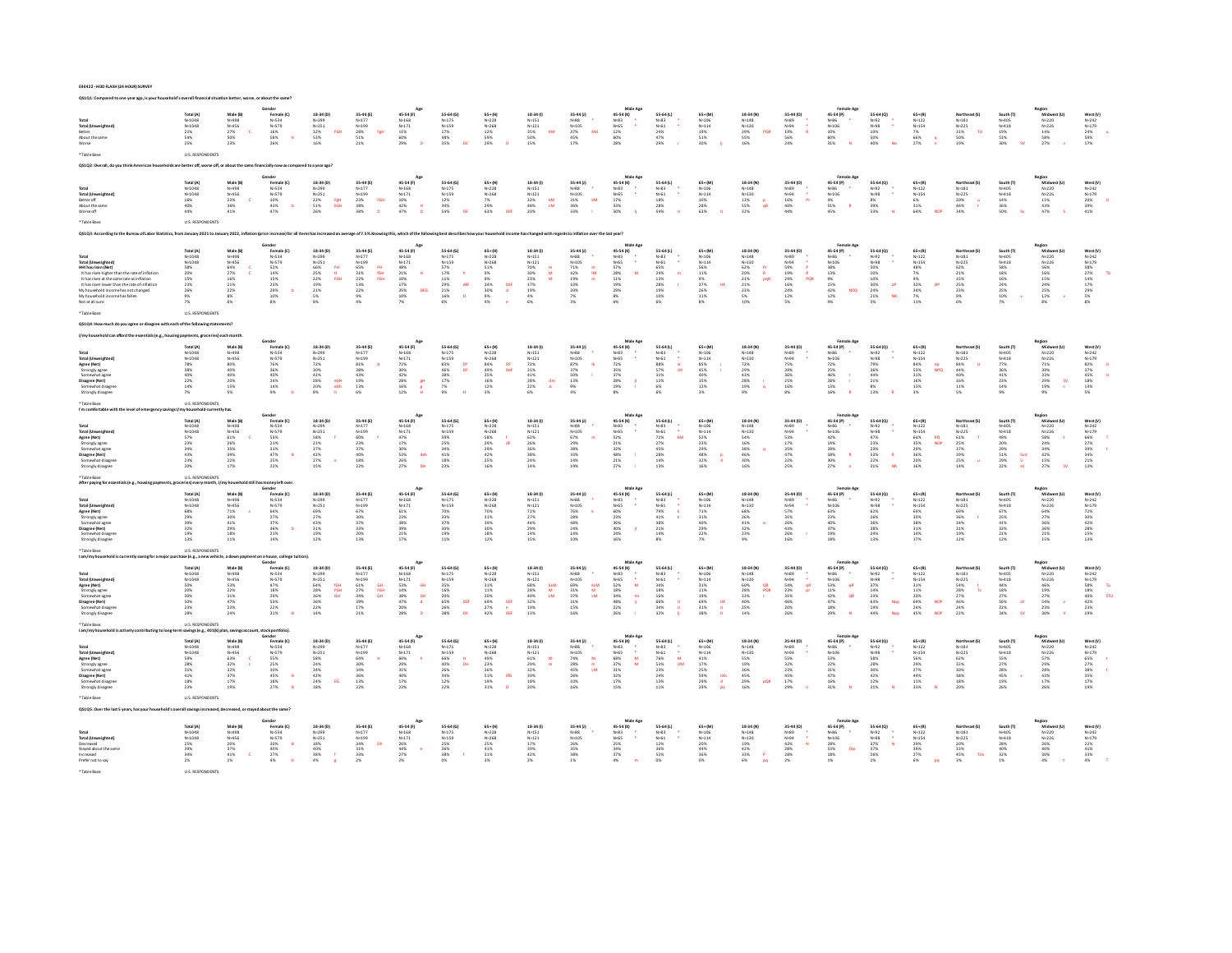030422 - HOD FLASH (24 HOUR) SURVEY

**QSLQ1: Compared to one year ago, is your household's overall financial situation better, worse, or about the same?**

| | | Gender | | Age | | | | | Male Age | | | | | Female Age | | | | | Region | | | |
|---|---|---|---|---|---|---|---|---|---|---|---|---|---|---|---|---|---|---|---|---|---|---|
| | Total (A) | Male (B) | Female (C) | 18-34 (D) | 35-44 (E) | 45-54 (F) | 55-64 (G) | 65+ (H) | 18-34 (I) | 35-44 (J) | 45-54 (K) | 55-64 (L) | 65+ (M) | 18-34 (N) | 35-44 (O) | 45-54 (P) | 55-64 (Q) | 65+ (R) | Northeast (S) | South (T) | Midwest (U) | West (V) |
| Total | N=1048 | N=498 | N=534 | N=299 | N=177 | N=168 | N=175 | N=228 | N=151 | N=88 | N=83 | N=83 | N=106 | N=148 | N=89 | N=86 | N=92 | N=122 | N=181 | N=405 | N=220 | N=242 |
| Total (Unweighted) | N=1048 | N=456 | N=579 | N=251 | N=199 | N=171 | N=159 | N=268 | N=121 | N=105 | N=65 | N=61 | N=114 | N=130 | N=94 | N=106 | N=98 | N=154 | N=225 | N=418 | N=226 | N=179 |
| Better | 21% | 27% C | 16% | 32% FGH | 28% FgH | 11% | 17% | 12% | 35% KM | 37% KM | 12% | 24% | 19% | 29% PQR | 19% R | 10% | 10% | 7% | 31% TU | 19% | 14% | 24% u |
| About the same | 54% | 50% | 58% b | 53% | 51% | 60% | 48% | 59% | 50% | 45% | 60% | 47% | 51% | 55% | 56% | 60% | 50% | 66% | 50% | 51% | 58% | 59% |
| Worse | 25% | 23% | 26% | 16% | 21% | 29% D | 35% DE | 29% D | 15% | 17% | 28% | 29% i | 30% ij | 16% | 24% | 31% N | 40% No | 27% n | 19% | 30% SV | 27% v | 17% |

* Table Base: U.S. RESPONDENTS

**QSLQ2: Overall, do you think American households are better off, worse off, or about the same financially now as compared to a year ago?**

| | | Gender | | Age | | | | | Male Age | | | | | Female Age | | | | | Region | | | |
|---|---|---|---|---|---|---|---|---|---|---|---|---|---|---|---|---|---|---|---|---|---|---|
| | Total (A) | Male (B) | Female (C) | 18-34 (D) | 35-44 (E) | 45-54 (F) | 55-64 (G) | 65+ (H) | 18-34 (I) | 35-44 (J) | 45-54 (K) | 55-64 (L) | 65+ (M) | 18-34 (N) | 35-44 (O) | 45-54 (P) | 55-64 (Q) | 65+ (R) | Northeast (S) | South (T) | Midwest (U) | West (V) |
| Total | N=1048 | N=498 | N=534 | N=299 | N=177 | N=168 | N=175 | N=228 | N=151 | N=88 | N=83 | N=83 | N=106 | N=148 | N=89 | N=86 | N=92 | N=122 | N=181 | N=405 | N=220 | N=242 |
| Total (Unweighted) | N=1048 | N=456 | N=579 | N=251 | N=199 | N=171 | N=159 | N=268 | N=121 | N=105 | N=65 | N=61 | N=114 | N=130 | N=94 | N=106 | N=98 | N=154 | N=225 | N=418 | N=226 | N=179 |
| Better off | 16% | 23% C | 10% | 22% FgH | 23% FGH | 10% | 12% | 7% | 32% KM | 31% KM | 17% | 18% | 10% | 13% p | 16% Pr | 4% | 8% | 6% | 20% u | 14% | 11% | 20% U |
| About the same | 40% | 36% | 43% b | 51% EGH | 38% | 42% H | 34% | 28% | 48% LM | 36% | 33% | 28% | 28% | 55% qR | 40% | 51% R | 39% | 31% | 46% t | 36% | 43% | 39% |
| Worse off | 44% | 41% | 47% | 26% | 38% D | 47% D | 54% DE | 63% DEF | 20% | 33% i | 50% Ij | 54% IJ | 63% IJ | 32% | 44% | 45% | 53% N | 64% NOP | 34% | 50% Se | 47% S | 41% |

* Table Base: U.S. RESPONDENTS

**QSLQ3: According to the Bureau of Labor Statistics, from January 2021 to January 2022, inflation (price increase) for all items has increased an average of 7.5%. Knowing this, which of the following best describes how your household income has changed with regards to inflation over the last year?**

| | | Gender | | Age | | | | | Male Age | | | | | Female Age | | | | | Region | | | |
|---|---|---|---|---|---|---|---|---|---|---|---|---|---|---|---|---|---|---|---|---|---|---|
| | Total (A) | Male (B) | Female (C) | 18-34 (D) | 35-44 (E) | 45-54 (F) | 55-64 (G) | 65+ (H) | 18-34 (I) | 35-44 (J) | 45-54 (K) | 55-64 (L) | 65+ (M) | 18-34 (N) | 35-44 (O) | 45-54 (P) | 55-64 (Q) | 65+ (R) | Northeast (S) | South (T) | Midwest (U) | West (V) |
| Total | N=1048 | N=498 | N=534 | N=299 | N=177 | N=168 | N=175 | N=228 | N=151 | N=88 | N=83 | N=83 | N=106 | N=148 | N=89 | N=86 | N=92 | N=122 | N=181 | N=405 | N=220 | N=242 |
| Total (Unweighted) | N=1048 | N=456 | N=579 | N=251 | N=199 | N=171 | N=159 | N=268 | N=121 | N=105 | N=65 | N=61 | N=114 | N=130 | N=94 | N=106 | N=98 | N=154 | N=225 | N=418 | N=226 | N=179 |
| HH has risen (Net) | 58% | 64% C | 52% | 66% FH | 65% FH | 48% | 57% | 51% | 70% m | 71% m | 57% | 65% | 56% | 62% Pr | 59% P | 38% | 50% | 48% | 62% | 58% | 56% | 58% |
| It has risen higher than the rate of inflation | 20% | 27% C | 14% | 25% H | 31% fGH | 21% H | 17% h | 8% | 30% M | 42% lM | 28% M | 24% m | 11% | 20% R | 19% R | 13% | 10% | 7% | 21% | 18% | 16% | 27% TU |
| It has risen at the same rate as inflation | 15% | 16% | 15% | 22% FGH | 22% FGH | 10% | 11% | 9% | 23% M | 19% m | 11% | 13% | 9% | 21% pqR | 24% PQR | 9% | 10% | 9% | 15% | 16% | 15% | 14% |
| It has risen lower than the rate of inflation | 23% | 21% | 23% | 19% | 13% | 17% | 29% dE | 34% DEF | 17% | 10% | 19% | 28% j | 37% IJK | 21% | 16% | 15% | 30% oP | 32% OP | 25% | 24% | 24% | 17% |
| My household income has not changed | 26% | 22% | 29% b | 21% | 22% | 35% DEG | 21% | 30% d | 19% | 20% | 29% | 19% | 26% | 23% | 24% | 42% NOQ | 24% | 34% | 23% | 25% | 25% | 29% |
| My household income has fallen | 9% | 8% | 10% | 5% | 9% | 10% | 16% D | 9% | 4% | 7% | 8% | 10% | 11% | 5% | 12% | 12% | 21% NR | 7% | 9% | 10% v | 12% v | 5% |
| Not at all sure | 7% | 6% | 8% | 8% | 4% | 7% | 6% | 9% e | 6% | 3% | 6% | 6% | 8% | 10% | 5% | 9% | 5% | 11% | 6% | 7% | 8% | 8% |

* Table Base: U.S. RESPONDENTS

**QSLQ4: How much do you agree or disagree with each of the following statements?**

**I/my household can afford the essentials (e.g., housing payments, groceries) each month.**

| | | Gender | | Age | | | | | Male Age | | | | | Female Age | | | | | Region | | | |
|---|---|---|---|---|---|---|---|---|---|---|---|---|---|---|---|---|---|---|---|---|---|---|
| | Total (A) | Male (B) | Female (C) | 18-34 (D) | 35-44 (E) | 45-54 (F) | 55-64 (G) | 65+ (H) | 18-34 (I) | 35-44 (J) | 45-54 (K) | 55-64 (L) | 65+ (M) | 18-34 (N) | 35-44 (O) | 45-54 (P) | 55-64 (Q) | 65+ (R) | Northeast (S) | South (T) | Midwest (U) | West (V) |
| Total | N=1048 | N=498 | N=534 | N=299 | N=177 | N=168 | N=175 | N=228 | N=151 | N=88 | N=83 | N=83 | N=106 | N=148 | N=89 | N=86 | N=92 | N=122 | N=181 | N=405 | N=220 | N=242 |
| Total (Unweighted) | N=1048 | N=456 | N=579 | N=251 | N=199 | N=171 | N=159 | N=268 | N=121 | N=105 | N=65 | N=61 | N=114 | N=130 | N=94 | N=106 | N=98 | N=154 | N=225 | N=418 | N=226 | N=179 |
| Agree (Net) | 78% | 80% | 76% | 72% | 81% d | 72% | 83% Df | 84% DF | 72% | 87% Ik | 72% | 88% Ik | 85% I | 72% | 75% | 72% | 79% | 84% np | 84% U | 77% | 71% | 82% U |
| Strongly agree | 38% | 40% | 36% | 30% | 38% | 30% | 46% DF | 49% DeF | 31% | 37% | 35% | 57% IJK | 51% I | 29% | 39% | 26% | 36% | 53% NPQ | 44% | 36% | 39% | 37% |
| Somewhat agree | 40% | 40% | 40% | 42% | 43% | 42% | 38% | 35% | 41% | 50% | 37% | 31% | 34% | 43% | 36% | 46% | 44% | 31% | 40% | 41% | 33% | 45% U |
| Disagree (Net) | 22% | 20% | 24% | 28% eGH | 19% | 28% gH | 17% | 16% | 28% Jlm | 13% | 28% jl | 12% | 15% | 28% r | 25% | 28% r | 21% | 16% | 16% | 23% | 29% SV | 18% |
| Somewhat disagree | 14% | 15% | 14% | 20% eGh | 13% | 16% g | 7% | 12% | 22% JL | 9% | 19% l | 6% | 12% | 19% q | 16% | 13% | 8% | 13% | 11% | 14% | 19% s | 13% |
| Strongly disagree | 7% | 5% | 9% b | 8% h | 6% | 12% H | 9% H | 3% | 6% | 4% | 8% | 6% | 3% | 9% | 8% | 16% R | 13% R | 3% | 5% | 9% | 9% | 5% |

* Table Base: U.S. RESPONDENTS

**I'm comfortable with the level of emergency savings I/my household currently has.**

| | | Gender | | Age | | | | | Male Age | | | | | Female Age | | | | | Region | | | |
|---|---|---|---|---|---|---|---|---|---|---|---|---|---|---|---|---|---|---|---|---|---|---|
| | Total (A) | Male (B) | Female (C) | 18-34 (D) | 35-44 (E) | 45-54 (F) | 55-64 (G) | 65+ (H) | 18-34 (I) | 35-44 (J) | 45-54 (K) | 55-64 (L) | 65+ (M) | 18-34 (N) | 35-44 (O) | 45-54 (P) | 55-64 (Q) | 65+ (R) | Northeast (S) | South (T) | Midwest (U) | West (V) |
| Total | N=1048 | N=498 | N=534 | N=299 | N=177 | N=168 | N=175 | N=228 | N=151 | N=88 | N=83 | N=83 | N=106 | N=148 | N=89 | N=86 | N=92 | N=122 | N=181 | N=405 | N=220 | N=242 |
| Total (Unweighted) | N=1048 | N=456 | N=579 | N=251 | N=199 | N=171 | N=159 | N=268 | N=121 | N=105 | N=65 | N=61 | N=114 | N=130 | N=94 | N=106 | N=98 | N=154 | N=225 | N=418 | N=226 | N=179 |
| Agree (Net) | 57% | 61% C | 53% | 58% f | 60% f | 47% | 59% | 58% F | 62% | 67% m | 52% | 72% kM | 53% | 54% | 52% | 42% | 47% | 64% PQ | 61% T | 49% | 58% t | 66% T |
| Strongly agree | 23% | 26% | 21% | 21% | 23% | 17% | 25% | 29% dF | 26% | 29% | 21% | 27% | 23% | 16% | 17% | 14% | 23% | 35% NOP | 25% | 20% | 24% | 27% |
| Somewhat agree | 34% | 35% | 31% | 37% | 37% | 30% | 34% | 29% | 36% | 38% | 32% | 45% | 29% | 38% q | 35% | 28% | 23% | 29% | 37% | 29% | 34% | 39% t |
| Disagree (Net) | 43% | 39% | 47% B | 42% | 40% | 53% deh | 41% | 42% | 38% | 33% | 48% I | 28% | 48% jL | 46% | 48% | 58% R | 53% R | 36% | 39% | 51% SuV | 42% | 34% |
| Somewhat disagree | 23% | 22% | 25% | 27% e | 18% | 26% | 18% | 25% | 24% | 14% | 21% | 14% | 32% | 30% | 22% | 30% | 22% | 20% | 25% u | 29% U | 15% | 21% |
| Strongly disagree | 20% | 17% | 22% | 15% | 22% | 27% DH | 23% | 16% | 14% | 19% | 27% i | 13% | 16% | 16% | 25% | 27% n | 31% NR | 16% | 14% | 22% | 27% SV | 13% |

* Table Base: U.S. RESPONDENTS

**After paying for essentials (e.g., housing payments, groceries) every month, I/my household still has money left over.**

| | | Gender | | Age | | | | | Male Age | | | | | Female Age | | | | | Region | | | |
|---|---|---|---|---|---|---|---|---|---|---|---|---|---|---|---|---|---|---|---|---|---|---|
| | Total (A) | Male (B) | Female (C) | 18-34 (D) | 35-44 (E) | 45-54 (F) | 55-64 (G) | 65+ (H) | 18-34 (I) | 35-44 (J) | 45-54 (K) | 55-64 (L) | 65+ (M) | 18-34 (N) | 35-44 (O) | 45-54 (P) | 55-64 (Q) | 65+ (R) | Northeast (S) | South (T) | Midwest (U) | West (V) |
| Total | N=1048 | N=498 | N=534 | N=299 | N=177 | N=168 | N=175 | N=228 | N=151 | N=88 | N=83 | N=83 | N=106 | N=148 | N=89 | N=86 | N=92 | N=122 | N=181 | N=405 | N=220 | N=242 |
| Total (Unweighted) | N=1048 | N=456 | N=579 | N=251 | N=199 | N=171 | N=159 | N=268 | N=121 | N=105 | N=65 | N=61 | N=114 | N=130 | N=94 | N=106 | N=98 | N=154 | N=225 | N=418 | N=226 | N=179 |
| Agree (Net) | 68% | 71% c | 64% | 69% | 67% | 61% | 70% | 70% | 71% | 76% k | 60% | 79% k | 71% | 68% | 57% | 63% | 62% | 69% | 69% | 67% | 64% | 72% |
| Strongly agree | 29% | 30% | 27% | 27% | 30% | 23% | 33% | 31% | 27% | 28% | 23% | 41% k | 31% | 26% | 31% | 23% | 26% | 30% | 36% t | 25% | 27% | 30% |
| Somewhat agree | 39% | 41% | 37% | 43% | 37% | 38% | 37% | 39% | 44% | 48% | 36% | 38% | 40% | 41% o | 26% | 40% | 36% | 38% | 34% | 41% | 36% | 42% |
| Disagree (Net) | 32% | 29% | 36% b | 31% | 33% | 39% | 30% | 30% | 29% | 24% | 40% jl | 21% | 29% | 32% | 43% | 37% | 38% | 31% | 31% | 33% | 36% | 28% |
| Somewhat disagree | 19% | 18% | 21% | 19% | 20% | 21% | 19% | 18% | 14% | 14% | 24% | 13% | 22% | 23% | 26% r | 19% | 24% | 14% | 19% | 21% | 21% | 15% |
| Strongly disagree | 13% | 11% | 14% | 12% | 13% | 17% | 11% | 12% | 15% | 10% | 16% | 8% | 7% | 9% | 16% | 18% | 13% | 17% | 12% | 12% | 15% | 13% |

* Table Base: U.S. RESPONDENTS

**I am/my household is currently saving for a major purchase (e.g., a new vehicle, a down payment on a house, college tuition).**

| | | Gender | | Age | | | | | Male Age | | | | | Female Age | | | | | Region | | | |
|---|---|---|---|---|---|---|---|---|---|---|---|---|---|---|---|---|---|---|---|---|---|---|
| | Total (A) | Male (B) | Female (C) | 18-34 (D) | 35-44 (E) | 45-54 (F) | 55-64 (G) | 65+ (H) | 18-34 (I) | 35-44 (J) | 45-54 (K) | 55-64 (L) | 65+ (M) | 18-34 (N) | 35-44 (O) | 45-54 (P) | 55-64 (Q) | 65+ (R) | Northeast (S) | South (T) | Midwest (U) | West (V) |
| Total | N=1048 | N=498 | N=534 | N=299 | N=177 | N=168 | N=175 | N=228 | N=151 | N=88 | N=83 | N=83 | N=106 | N=148 | N=89 | N=86 | N=92 | N=122 | N=181 | N=405 | N=220 | N=242 |
| Total (Unweighted) | N=1048 | N=456 | N=579 | N=251 | N=199 | N=171 | N=159 | N=268 | N=121 | N=105 | N=65 | N=61 | N=114 | N=130 | N=94 | N=106 | N=98 | N=154 | N=225 | N=418 | N=226 | N=179 |
| Agree (Net) | 50% | 53% | 47% | 64% FGH | 61% GH | 53% GH | 35% | 31% | 68% kLM | 69% kLM | 52% M | 34% | 31% | 60% QR | 54% qR | 53% qR | 37% | 31% | 54% t | 44% | 46% | 58% Tu |
| Strongly agree | 20% | 22% | 18% | 28% FGH | 27% FGH | 14% | 16% | 11% | 28% M | 31% M | 18% | 18% | 11% | 28% PQR | 23% pr | 11% | 14% | 11% | 28% Tv | 18% | 19% | 18% |
| Somewhat agree | 30% | 31% | 29% | 36% GH | 34% GH | 38% GH | 20% | 20% | 40% LM | 37% LM | 34% lm | 16% | 19% | 31% r | 31% r | 42% QR | 23% | 20% | 27% | 27% | 27% | 40% STU |
| Disagree (Net) | 50% | 47% | 53% | 36% | 39% | 47% d | 65% DEF | 69% DEF | 32% | 31% | 48% ij | 66% IJ | 69% IJK | 40% | 46% | 47% | 63% Nop | 69% NOP | 46% | 56% sV | 54% v | 42% |
| Somewhat disagree | 23% | 23% | 22% | 22% | 17% | 20% | 26% | 27% e | 20% | 19% | 22% | 34% IJ | 31% iJ | 26% | 20% | 18% | 19% | 24% | 24% | 22% | 23% | 23% |
| Strongly disagree | 28% | 24% | 31% B | 14% | 21% | 28% D | 38% DE | 42% DEF | 13% | 13% | 26% I | 32% Ij | 38% IJ | 14% | 26% | 29% N | 44% Nop | 45% NOP | 22% | 34% SV | 30% V | 19% |

* Table Base: U.S. RESPONDENTS

**I am/my household is actively contributing to long-term savings (e.g., 401(k) plan, savings account, stock portfolio).**

| | | Gender | | Age | | | | | Male Age | | | | | Female Age | | | | | Region | | | |
|---|---|---|---|---|---|---|---|---|---|---|---|---|---|---|---|---|---|---|---|---|---|---|
| | Total (A) | Male (B) | Female (C) | 18-34 (D) | 35-44 (E) | 45-54 (F) | 55-64 (G) | 65+ (H) | 18-34 (I) | 35-44 (J) | 45-54 (K) | 55-64 (L) | 65+ (M) | 18-34 (N) | 35-44 (O) | 45-54 (P) | 55-64 (Q) | 65+ (R) | Northeast (S) | South (T) | Midwest (U) | West (V) |
| Total | N=1048 | N=498 | N=534 | N=299 | N=177 | N=168 | N=175 | N=228 | N=151 | N=88 | N=83 | N=83 | N=106 | N=148 | N=89 | N=86 | N=92 | N=122 | N=181 | N=405 | N=220 | N=242 |
| Total (Unweighted) | N=1048 | N=456 | N=579 | N=251 | N=199 | N=171 | N=159 | N=268 | N=121 | N=105 | N=65 | N=61 | N=114 | N=130 | N=94 | N=106 | N=98 | N=154 | N=225 | N=418 | N=226 | N=179 |
| Agree (Net) | 59% | 63% C | 55% | 58% | 64% H | 60% H | 66% H | 49% | 61% M | 74% M | 68% M | 76% M | 41% | 55% | 55% | 52% | 58% | 56% | 62% | 55% | 57% | 65% t |
| Strongly agree | 28% | 32% c | 25% | 24% | 30% | 29% | 40% DH | 23% | 23% | 29% m | 37% M | 53% IJM | 17% | 29% | 23% | 21% | 28% | 29% | 32% | 27% | 29% | 27% |
| Somewhat agree | 31% | 32% | 30% | 34% | 34% | 31% | 26% | 26% | 38% | 45% LM | 31% | 23% | 24% | 25% | 33% | 31% | 30% | 27% | 30% | 28% | 28% | 38% t |
| Disagree (Net) | 41% | 37% | 45% B | 42% | 36% | 40% | 34% | 51% EfG | 39% | 26% | 32% | 24% | 59% IJKL | 45% | 45% | 47% | 42% | 44% | 38% | 45% v | 43% | 35% |
| Somewhat disagree | 18% | 17% | 18% | 24% EG | 13% | 17% | 12% | 19% | 18% | 10% | 17% | 13% | 29% jl | 19% | 17% | 16% | 12% | 11% | 18% | 19% | 17% | 17% |
| Strongly disagree | 23% | 19% | 27% B | 18% | 22% | 23% | 22% | 31% D | 20% | 16% | 15% | 11% | 29% jkL | 26% | 29% n | 31% N | 31% N | 33% N | 20% | 26% | 26% | 19% |

* Table Base: U.S. RESPONDENTS

**QSLQ5: Over the last 5 years, has your household's overall savings increased, decreased, or stayed about the same?**

| | | Gender | | Age | | | | | Male Age | | | | | Female Age | | | | | Region | | | |
|---|---|---|---|---|---|---|---|---|---|---|---|---|---|---|---|---|---|---|---|---|---|---|
| | Total (A) | Male (B) | Female (C) | 18-34 (D) | 35-44 (E) | 45-54 (F) | 55-64 (G) | 65+ (H) | 18-34 (I) | 35-44 (J) | 45-54 (K) | 55-64 (L) | 65+ (M) | 18-34 (N) | 35-44 (O) | 45-54 (P) | 55-64 (Q) | 65+ (R) | Northeast (S) | South (T) | Midwest (U) | West (V) |
| Total | N=1048 | N=498 | N=534 | N=299 | N=177 | N=168 | N=175 | N=228 | N=151 | N=88 | N=83 | N=83 | N=106 | N=148 | N=89 | N=86 | N=92 | N=122 | N=181 | N=405 | N=220 | N=242 |
| Total (Unweighted) | N=1048 | N=456 | N=579 | N=251 | N=199 | N=171 | N=159 | N=268 | N=121 | N=105 | N=65 | N=61 | N=114 | N=130 | N=94 | N=106 | N=98 | N=154 | N=225 | N=418 | N=226 | N=179 |
| Decreased | 25% | 20% | 30% B | 18% | 24% Dh | 26% | 25% | 25% | 17% | 26% | 25% | 12% | 20% | 19% | 22% | 28% | 37% N | 29% | 20% | 28% | 26% | 22% |
| Stayed about the same | 39% | 37% | 40% | 40% | 31% | 44% e | 36% | 41% | 39% | 35% | 34% | 36% | 44% | 42% | 28% | 53% Oqr | 37% | 39% | 33% | 40% | 40% | 41% |
| Increased | 34% | 41% C | 27% | 38% f | 43% Fh | 27% | 38% | 31% | 42% | 38% | 37% | 52% | 36% | 33% | 43% O | 19% | 26% | 27% | 45% TUv | 32% | 30% | 33% |
| Prefer not to say | 2% | 1% | 4% b | 4% g | 2% | 2% | 0% | 3% | 2% | 1% | 4% m | 0% | 0% | 6% pq | 2% | 1% | 1% | 6% pq | 3% | 1% | 4% t | 4% T |

* Table Base: U.S. RESPONDENTS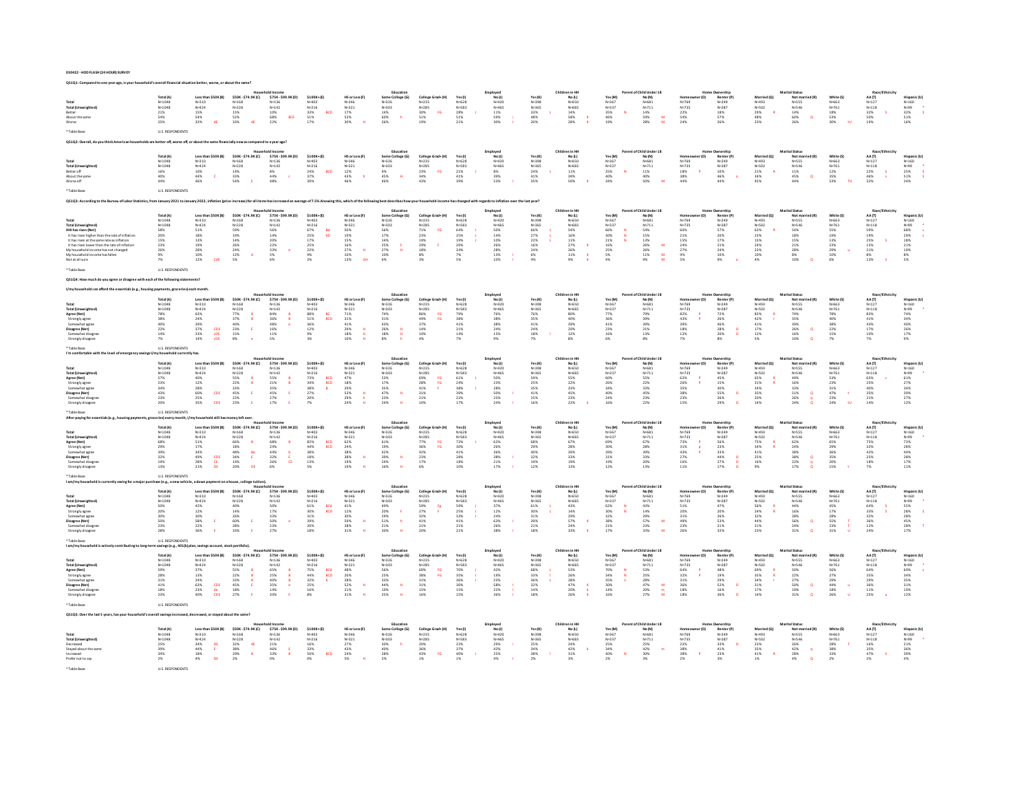030422 - HOD FLASH (24 HOUR) SURVEY

**QS1Q1: Compared to one year ago, is your household's overall financial situation better, worse, or about the same?**

| | | Household Income | | | | Education | | | Employed | | Children in HH | | Parent of Child Under 18 | | Home Ownership | | Marital Status | | Race/Ethnicity | | |
| --- | --- | --- | --- | --- | --- | --- | --- | --- | --- | --- | --- | --- | --- | --- | --- | --- | --- | --- | --- | --- | --- |
| | Total (A) | Less than $50K (B) | $50K - $74.9K (C) | $75K - $99.9K (D) | $100K+ (E) | HS or Less (F) | Some College (G) | College Grad+ (H) | Yes (I) | No (J) | Yes (K) | No (L) | Yes (M) | No (N) | Homeowner (O) | Renter (P) | Married (Q) | Not married (R) | White (S) | AA (T) | Hispanic (U) |
| Total | N=1048 | N=310 | N=168 | N=136 | N=403 | N=346 | N=326 | N=235 | N=628 | N=420 | N=398 | N=650 | N=367 | N=681 | N=769 | N=249 | N=493 | N=555 | N=663 | N=127 | N=160 |
| Total (Unweighted) | N=1048 | N=424 | N=228 | N=142 | N=216 | N=321 | N=303 | N=285 | N=583 | N=465 | N=365 | N=683 | N=337 | N=711 | N=735 | N=287 | N=502 | N=546 | N=761 | N=118 | N=99 * |
| Better | 21% | 15% | 15% | 10% | 33% BCD | 17% | 14% | 30% FG | 28% J | 11% | 32% L | 14% | 35% N | 14% | 22% | 18% | 29% R | 14% | 18% | 32% S | 32% S |
| About the same | 54% | 54% | 52% | 68% BCE | 51% | 53% H | 60% h | 51% | 51% | 59% I | 48% | 58% K | 46% | 59% M | 54% | 57% | 48% | 60% Q | 53% | 50% | 51% |
| Worse | 25% | 32% dE | 33% dE | 22% | 17% | 30% H | 26% | 19% | 21% | 30% I | 20% | 28% K | 19% | 28% M | 24% | 26% | 23% | 26% | 30% tU | 19% | 16% |

* Table Base: U.S. RESPONDENTS

**QS1Q2: Overall, do you think American households are better off, worse off, or about the same financially now as compared to a year ago?**

| | | Household Income | | | | Education | | | Employed | | Children in HH | | Parent of Child Under 18 | | Home Ownership | | Marital Status | | Race/Ethnicity | | |
| --- | --- | --- | --- | --- | --- | --- | --- | --- | --- | --- | --- | --- | --- | --- | --- | --- | --- | --- | --- | --- | --- |
| | Total (A) | Less than $50K (B) | $50K - $74.9K (C) | $75K - $99.9K (D) | $100K+ (E) | HS or Less (F) | Some College (G) | College Grad+ (H) | Yes (I) | No (J) | Yes (K) | No (L) | Yes (M) | No (N) | Homeowner (O) | Renter (P) | Married (Q) | Not married (R) | White (S) | AA (T) | Hispanic (U) |
| Total | N=1048 | N=310 | N=168 | N=136 | N=403 | N=346 | N=326 | N=235 | N=628 | N=420 | N=398 | N=650 | N=367 | N=681 | N=769 | N=249 | N=493 | N=555 | N=663 | N=127 | N=160 |
| Total (Unweighted) | N=1048 | N=424 | N=228 | N=142 | N=216 | N=321 | N=303 | N=285 | N=583 | N=465 | N=365 | N=683 | N=337 | N=711 | N=735 | N=287 | N=502 | N=546 | N=761 | N=118 | N=99 * |
| Better off | 16% | 10% | 14% | 8% | 24% BCD | 12% | 9% | 23% FG | 21% J | 8% | 24% L | 11% | 25% N | 11% | 18% P | 10% | 21% R | 11% | 12% | 22% S | 25% S |
| About the same | 40% | 44% C | 33% | 44% c | 37% | 43% h | 45% H | 34% | 41% | 39% | 41% | 39% | 40% | 40% | 38% | 46% o | 34% | 45% Q | 35% | 46% s | 51% S |
| Worse off | 44% | 46% | 54% E | 48% | 39% | 46% | 46% | 43% | 39% | 53% I | 35% | 50% K | 34% | 50% M | 44% | 44% | 45% | 44% | 53% TU | 32% | 24% |

* Table Base: U.S. RESPONDENTS

**QS1Q3: According to the Bureau of Labor Statistics, from January 2021 to January 2022, inflation (price increase) for all items has increased an average of 7.5%. Knowing this, which of the following best describes how your household income has changed with regards to inflation over the last year?**

| | | Household Income | | | | Education | | | Employed | | Children in HH | | Parent of Child Under 18 | | Home Ownership | | Marital Status | | Race/Ethnicity | | |
| --- | --- | --- | --- | --- | --- | --- | --- | --- | --- | --- | --- | --- | --- | --- | --- | --- | --- | --- | --- | --- | --- |
| | Total (A) | Less than $50K (B) | $50K - $74.9K (C) | $75K - $99.9K (D) | $100K+ (E) | HS or Less (F) | Some College (G) | College Grad+ (H) | Yes (I) | No (J) | Yes (K) | No (L) | Yes (M) | No (N) | Homeowner (O) | Renter (P) | Married (Q) | Not married (R) | White (S) | AA (T) | Hispanic (U) |
| Total | N=1048 | N=310 | N=168 | N=136 | N=403 | N=346 | N=326 | N=235 | N=628 | N=420 | N=398 | N=650 | N=367 | N=681 | N=769 | N=249 | N=493 | N=555 | N=663 | N=127 | N=160 |
| Total (Unweighted) | N=1048 | N=424 | N=228 | N=142 | N=216 | N=321 | N=303 | N=285 | N=583 | N=465 | N=365 | N=683 | N=337 | N=711 | N=735 | N=287 | N=502 | N=546 | N=761 | N=118 | N=99 * |
| HHI has risen (Net) | 58% | 51% | 59% | 56% | 67% Bd | 50% | 56% | 71% FG | 64% J | 50% | 66% L | 54% | 66% N | 54% | 60% | 57% | 63% R | 54% | 55% | 59% | 68% s |
| It has risen higher than the rate of inflation | 20% | 18% | 19% | 14% | 25% bD | 19% | 17% | 23% | 25% J | 14% | 27% L | 16% | 30% N | 15% | 21% | 20% | 23% | 18% | 19% | 19% | 29% s |
| It has risen at the same rate as inflation | 15% | 13% | 14% | 20% | 17% | 15% | 14% | 19% | 19% J | 10% | 22% L | 11% | 21% N | 13% | 15% | 17% | 15% | 15% | 13% | 25% S | 18% |
| It has risen lower than the rate of inflation | 23% | 19% | 26% | 22% | 25% | 16% | 25% F | 29% F | 20% | 26% | 16% | 27% K | 16% | 26% M | 24% | 21% | 24% | 21% | 23% | 15% | 21% |
| My household income has not changed | 26% | 28% | 24% | 33% e | 22% | 27% H | 27% H | 18% | 24% | 28% | 24% | 26% | 25% | 26% | 27% | 24% | 23% | 28% | 29% u | 21% | 19% |
| My household income has fallen | 9% | 10% | 12% d | 5% | 9% | 10% | 10% | 8% | 7% | 13% I | 6% | 11% K | 5% | 11% M | 9% | 10% | 10% | 8% | 10% | 8% | 8% |
| Not at all sure | 7% | 12% CdE | 5% | 6% | 2% | 13% GH | 6% | 3% | 5% | 10% I | 4% | 9% K | 4% | 9% M | 5% | 9% o | 4% | 10% Q | 6% | 13% S | 5% |

* Table Base: U.S. RESPONDENTS

**QS1Q4: How much do you agree or disagree with each of the following statements?**

**I/my household can afford the essentials (e.g., housing payments, groceries) each month.**

| | | Household Income | | | | Education | | | Employed | | Children in HH | | Parent of Child Under 18 | | Home Ownership | | Marital Status | | Race/Ethnicity | | |
| --- | --- | --- | --- | --- | --- | --- | --- | --- | --- | --- | --- | --- | --- | --- | --- | --- | --- | --- | --- | --- | --- |
| | Total (A) | Less than $50K (B) | $50K - $74.9K (C) | $75K - $99.9K (D) | $100K+ (E) | HS or Less (F) | Some College (G) | College Grad+ (H) | Yes (I) | No (J) | Yes (K) | No (L) | Yes (M) | No (N) | Homeowner (O) | Renter (P) | Married (Q) | Not married (R) | White (S) | AA (T) | Hispanic (U) |
| Total | N=1048 | N=310 | N=168 | N=136 | N=403 | N=346 | N=326 | N=235 | N=628 | N=420 | N=398 | N=650 | N=367 | N=681 | N=769 | N=249 | N=493 | N=555 | N=663 | N=127 | N=160 |
| Total (Unweighted) | N=1048 | N=424 | N=228 | N=142 | N=216 | N=321 | N=303 | N=285 | N=583 | N=465 | N=365 | N=683 | N=337 | N=711 | N=735 | N=287 | N=502 | N=546 | N=761 | N=118 | N=99 * |
| Agree (Net) | 78% | 63% | 77% B | 84% B | 88% BC | 71% | 74% | 86% FG | 79% | 76% | 76% | 80% | 77% | 79% | 82% P | 72% | 83% R | 74% | 78% | 83% | 74% |
| Strongly agree | 38% | 24% | 37% B | 36% B | 51% BCD | 31% | 31% | 49% FG | 38% | 38% | 35% | 40% | 36% | 39% | 43% P | 26% | 42% r | 35% | 40% | 41% | 34% |
| Somewhat agree | 40% | 39% | 40% | 48% e | 36% | 41% | 43% | 37% | 41% | 38% | 41% | 39% | 41% | 39% | 39% | 46% | 41% | 39% | 38% | 43% | 40% |
| Disagree (Net) | 22% | 37% CDE | 23% E | 16% | 12% | 29% H | 26% H | 14% | 21% | 24% | 24% | 20% | 23% | 21% | 18% | 28% O | 17% | 26% Q | 22% | 17% | 26% |
| Somewhat disagree | 14% | 23% cDE | 15% | 11% | 9% | 18% H | 18% H | 10% | 14% | 15% | 18% l | 12% | 16% | 13% | 12% | 20% O | 12% | 16% | 15% | 10% | 17% |
| Strongly disagree | 7% | 14% cDE | 8% e | 5% | 3% | 10% H | 8% h | 4% | 7% | 9% | 7% | 8% | 6% | 8% | 7% | 8% | 5% | 10% Q | 7% | 7% | 9% |

* Table Base: U.S. RESPONDENTS

**I'm comfortable with the level of emergency savings I/my household currently has.**

| | | Household Income | | | | Education | | | Employed | | Children in HH | | Parent of Child Under 18 | | Home Ownership | | Marital Status | | Race/Ethnicity | | |
| --- | --- | --- | --- | --- | --- | --- | --- | --- | --- | --- | --- | --- | --- | --- | --- | --- | --- | --- | --- | --- | --- |
| | Total (A) | Less than $50K (B) | $50K - $74.9K (C) | $75K - $99.9K (D) | $100K+ (E) | HS or Less (F) | Some College (G) | College Grad+ (H) | Yes (I) | No (J) | Yes (K) | No (L) | Yes (M) | No (N) | Homeowner (O) | Renter (P) | Married (Q) | Not married (R) | White (S) | AA (T) | Hispanic (U) |
| Total | N=1048 | N=310 | N=168 | N=136 | N=403 | N=346 | N=326 | N=235 | N=628 | N=420 | N=398 | N=650 | N=367 | N=681 | N=769 | N=249 | N=493 | N=555 | N=663 | N=127 | N=160 |
| Total (Unweighted) | N=1048 | N=424 | N=228 | N=142 | N=216 | N=321 | N=303 | N=285 | N=583 | N=465 | N=365 | N=683 | N=337 | N=711 | N=735 | N=287 | N=502 | N=546 | N=761 | N=118 | N=99 * |
| Agree (Net) | 57% | 40% | 55% B | 55% B | 73% BCD | 47% | 53% | 69% FG | 61% J | 50% | 59% | 55% | 60% | 55% | 62% P | 45% | 65% R | 49% | 53% | 65% s | 61% |
| Strongly agree | 23% | 12% | 22% B | 21% B | 36% BCD | 18% | 18% | 28% FG | 24% | 23% | 25% | 22% | 26% | 22% | 26% P | 15% | 31% R | 16% | 23% | 25% | 27% |
| Somewhat agree | 34% | 28% | 33% | 35% | 38% B | 29% | 35% | 41% F | 38% J | 28% | 35% | 33% | 34% | 33% | 35% | 30% | 34% | 33% | 31% | 40% | 34% |
| Disagree (Net) | 43% | 60% CDE | 45% E | 45% E | 27% | 53% H | 47% H | 31% | 39% | 50% I | 41% | 45% | 40% | 45% | 38% | 55% O | 35% | 51% Q | 47% t | 35% | 39% |
| Somewhat disagree | 23% | 25% | 22% | 27% | 20% | 29% h | 23% | 21% | 22% | 25% | 25% | 23% | 24% | 23% | 23% | 26% | 20% | 26% q | 23% | 21% | 27% |
| Strongly disagree | 20% | 35% CDE | 23% E | 17% E | 7% | 24% H | 24% H | 10% | 17% | 24% I | 16% | 22% k | 16% | 22% | 15% | 29% O | 14% | 24% Q | 24% tU | 14% | 12% |

* Table Base: U.S. RESPONDENTS

**After paying for essentials (e.g., housing payments, groceries) every month, I/my household still has money left over.**

| | | Household Income | | | | Education | | | Employed | | Children in HH | | Parent of Child Under 18 | | Home Ownership | | Marital Status | | Race/Ethnicity | | |
| --- | --- | --- | --- | --- | --- | --- | --- | --- | --- | --- | --- | --- | --- | --- | --- | --- | --- | --- | --- | --- | --- |
| | Total (A) | Less than $50K (B) | $50K - $74.9K (C) | $75K - $99.9K (D) | $100K+ (E) | HS or Less (F) | Some College (G) | College Grad+ (H) | Yes (I) | No (J) | Yes (K) | No (L) | Yes (M) | No (N) | Homeowner (O) | Renter (P) | Married (Q) | Not married (R) | White (S) | AA (T) | Hispanic (U) |
| Total | N=1048 | N=310 | N=168 | N=136 | N=403 | N=346 | N=326 | N=235 | N=628 | N=420 | N=398 | N=650 | N=367 | N=681 | N=769 | N=249 | N=493 | N=555 | N=663 | N=127 | N=160 |
| Total (Unweighted) | N=1048 | N=424 | N=228 | N=142 | N=216 | N=321 | N=303 | N=285 | N=583 | N=465 | N=365 | N=683 | N=337 | N=711 | N=735 | N=287 | N=502 | N=546 | N=761 | N=118 | N=99 * |
| Agree (Net) | 68% | 51% | 66% B | 68% B | 82% BCD | 62% | 61% | 77% FG | 72% J | 62% | 68% | 67% | 69% | 67% | 73% P | 56% | 75% R | 62% | 65% | 75% | 72% |
| Strongly agree | 29% | 17% | 18% | 24% | 44% BCD | 24% | 19% | 36% FG | 30% | 26% | 29% | 28% | 30% | 28% | 31% p | 23% | 34% R | 24% | 29% | 32% | 28% |
| Somewhat agree | 39% | 34% | 48% Be | 44% b | 38% | 38% | 42% | 41% | 41% | 36% | 40% | 39% | 39% | 39% | 42% P | 33% | 41% | 38% | 36% | 42% | 44% |
| Disagree (Net) | 32% | 49% CDE | 34% E | 32% E | 18% | 38% H | 39% H | 23% | 28% | 38% I | 32% | 33% | 31% | 33% | 27% | 44% O | 25% | 38% Q | 35% | 25% | 28% |
| Somewhat disagree | 19% | 28% CE | 14% | 26% CE | 13% | 19% | 24% | 17% | 18% | 21% | 19% | 19% | 19% | 20% | 16% | 27% O | 16% | 22% q | 20% | 18% | 17% |
| Strongly disagree | 13% | 21% DE | 20% DE | 6% | 5% | 19% H | 16% H | 6% | 10% | 17% I | 12% | 13% | 12% | 13% | 11% | 17% O | 9% | 17% Q | 15% T | 7% | 11% |

* Table Base: U.S. RESPONDENTS

**I am/my household is currently saving for a major purchase (e.g., a new vehicle, a down payment on a house, college tuition).**

| | | Household Income | | | | Education | | | Employed | | Children in HH | | Parent of Child Under 18 | | Home Ownership | | Marital Status | | Race/Ethnicity | | |
| --- | --- | --- | --- | --- | --- | --- | --- | --- | --- | --- | --- | --- | --- | --- | --- | --- | --- | --- | --- | --- | --- |
| | Total (A) | Less than $50K (B) | $50K - $74.9K (C) | $75K - $99.9K (D) | $100K+ (E) | HS or Less (F) | Some College (G) | College Grad+ (H) | Yes (I) | No (J) | Yes (K) | No (L) | Yes (M) | No (N) | Homeowner (O) | Renter (P) | Married (Q) | Not married (R) | White (S) | AA (T) | Hispanic (U) |
| Total | N=1048 | N=310 | N=168 | N=136 | N=403 | N=346 | N=326 | N=235 | N=628 | N=420 | N=398 | N=650 | N=367 | N=681 | N=769 | N=249 | N=493 | N=555 | N=663 | N=127 | N=160 |
| Total (Unweighted) | N=1048 | N=424 | N=228 | N=142 | N=216 | N=321 | N=303 | N=285 | N=583 | N=465 | N=365 | N=683 | N=337 | N=711 | N=735 | N=287 | N=502 | N=546 | N=761 | N=118 | N=99 * |
| Agree (Net) | 50% | 42% | 40% | 50% | 61% BCd | 41% | 49% | 59% Fg | 59% J | 37% | 61% L | 43% | 62% N | 43% | 51% | 47% | 56% R | 44% | 45% | 64% S | 55% |
| Strongly agree | 20% | 12% | 14% | 17% | 30% BCD | 12% | 20% F | 27% F | 25% J | 12% | 30% L | 14% | 30% N | 14% | 20% | 20% | 24% R | 16% | 17% | 33% S | 28% S |
| Somewhat agree | 30% | 30% | 26% | 33% | 31% | 30% | 29% | 32% | 33% J | 24% | 31% | 29% | 32% | 29% | 31% | 26% | 32% | 28% | 28% | 31% | 26% |
| Disagree (Net) | 50% | 58% E | 60% E | 50% e | 39% | 59% H | 51% h | 41% | 41% | 63% I | 39% | 57% K | 38% | 57% M | 49% | 53% | 44% | 56% Q | 55% T | 36% | 45% |
| Somewhat disagree | 23% | 22% | 28% | 23% | 20% | 28% | 21% | 21% | 21% | 26% | 21% | 24% | 21% | 23% | 23% | 21% | 21% | 24% | 23% T | 12% | 28% |
| Strongly disagree | 28% | 36% E | 33% E | 27% | 18% | 31% H | 30% H | 20% | 21% | 38% I | 18% | 33% K | 17% | 33% M | 26% | 32% | 23% | 31% Q | 31% U | 24% | 17% |

* Table Base: U.S. RESPONDENTS

**I am/my household is actively contributing to long-term savings (e.g., 401(k) plan, savings account, stock portfolio).**

| | | Household Income | | | | Education | | | Employed | | Children in HH | | Parent of Child Under 18 | | Home Ownership | | Marital Status | | Race/Ethnicity | | |
| --- | --- | --- | --- | --- | --- | --- | --- | --- | --- | --- | --- | --- | --- | --- | --- | --- | --- | --- | --- | --- | --- |
| | Total (A) | Less than $50K (B) | $50K - $74.9K (C) | $75K - $99.9K (D) | $100K+ (E) | HS or Less (F) | Some College (G) | College Grad+ (H) | Yes (I) | No (J) | Yes (K) | No (L) | Yes (M) | No (N) | Homeowner (O) | Renter (P) | Married (Q) | Not married (R) | White (S) | AA (T) | Hispanic (U) |
| Total | N=1048 | N=310 | N=168 | N=136 | N=403 | N=346 | N=326 | N=235 | N=628 | N=420 | N=398 | N=650 | N=367 | N=681 | N=769 | N=249 | N=493 | N=555 | N=663 | N=127 | N=160 |
| Total (Unweighted) | N=1048 | N=424 | N=228 | N=142 | N=216 | N=321 | N=303 | N=285 | N=583 | N=465 | N=365 | N=683 | N=337 | N=711 | N=735 | N=287 | N=502 | N=546 | N=761 | N=118 | N=99 * |
| Agree (Net) | 59% | 37% | 55% B | 65% B | 75% BCd | 48% | 56% | 69% FG | 70% J | 42% | 68% L | 53% | 70% N | 53% | 64% P | 48% | 69% R | 50% | 56% | 64% | 69% s |
| Strongly agree | 28% | 13% | 22% B | 25% B | 43% BCD | 20% | 23% | 38% FG | 35% J | 19% | 33% l | 26% | 34% N | 25% | 32% P | 19% | 35% R | 22% | 27% | 35% | 34% |
| Somewhat agree | 31% | 24% | 33% B | 40% B | 32% b | 28% | 33% | 31% | 36% J | 23% | 36% L | 28% | 35% n | 28% | 31% | 29% | 34% r | 27% | 29% | 29% | 35% |
| Disagree (Net) | 41% | 63% CDE | 45% E | 35% e | 25% | 52% H | 44% H | 31% | 30% | 58% I | 32% | 47% K | 30% | 47% M | 36% | 52% O | 31% | 50% Q | 44% u | 36% | 31% |
| Somewhat disagree | 18% | 23% de | 18% | 14% | 16% | 21% | 19% | 15% | 15% | 22% I | 14% | 20% k | 14% | 20% m | 18% | 16% | 17% | 19% | 18% | 11% | 19% |
| Strongly disagree | 23% | 40% CDE | 27% E | 20% E | 8% | 31% H | 25% H | 16% | 15% | 36% I | 18% | 26% K | 16% | 27% M | 18% | 36% O | 14% | 31% Q | 26% U | 25% u | 12% |

* Table Base: U.S. RESPONDENTS

**QS1Q5: Over the last 5 years, has your household's overall savings increased, decreased, or stayed about the same?**

| | | Household Income | | | | Education | | | Employed | | Children in HH | | Parent of Child Under 18 | | Home Ownership | | Marital Status | | Race/Ethnicity | | |
| --- | --- | --- | --- | --- | --- | --- | --- | --- | --- | --- | --- | --- | --- | --- | --- | --- | --- | --- | --- | --- | --- |
| | Total (A) | Less than $50K (B) | $50K - $74.9K (C) | $75K - $99.9K (D) | $100K+ (E) | HS or Less (F) | Some College (G) | College Grad+ (H) | Yes (I) | No (J) | Yes (K) | No (L) | Yes (M) | No (N) | Homeowner (O) | Renter (P) | Married (Q) | Not married (R) | White (S) | AA (T) | Hispanic (U) |
| Total | N=1048 | N=310 | N=168 | N=136 | N=403 | N=346 | N=326 | N=235 | N=628 | N=420 | N=398 | N=650 | N=367 | N=681 | N=769 | N=249 | N=493 | N=555 | N=663 | N=127 | N=160 |
| Total (Unweighted) | N=1048 | N=424 | N=228 | N=142 | N=216 | N=321 | N=303 | N=285 | N=583 | N=465 | N=365 | N=683 | N=337 | N=711 | N=735 | N=287 | N=502 | N=546 | N=761 | N=118 | N=99 * |
| Decreased | 25% | 34% DE | 32% dE | 21% | 16% | 27% | 30% h | 20% | 22% | 29% I | 25% | 24% | 25% | 25% | 22% | 33% O | 23% | 26% | 28% T | 16% | 21% |
| Stayed about the same | 39% | 44% E | 38% | 46% E | 33% | 43% | 40% | 36% | 37% | 42% | 34% | 42% k | 34% | 42% m | 38% | 41% | 35% | 42% q | 38% | 35% | 36% |
| Increased | 34% | 18% | 29% B | 33% B | 50% BCD | 24% | 28% | 43% FG | 40% J | 25% | 38% l | 31% | 40% N | 30% | 38% P | 23% | 41% R | 28% | 32% | 47% S | 39% |
| Prefer not to say | 2% | 4% DE | 2% | 0% | 0% | 5% H | 2% | 1% | 1% | 4% I | 2% | 3% | 2% | 3% | 2% | 3% | 1% | 4% Q | 2% | 2% | 4% |

* Table Base: U.S. RESPONDENTS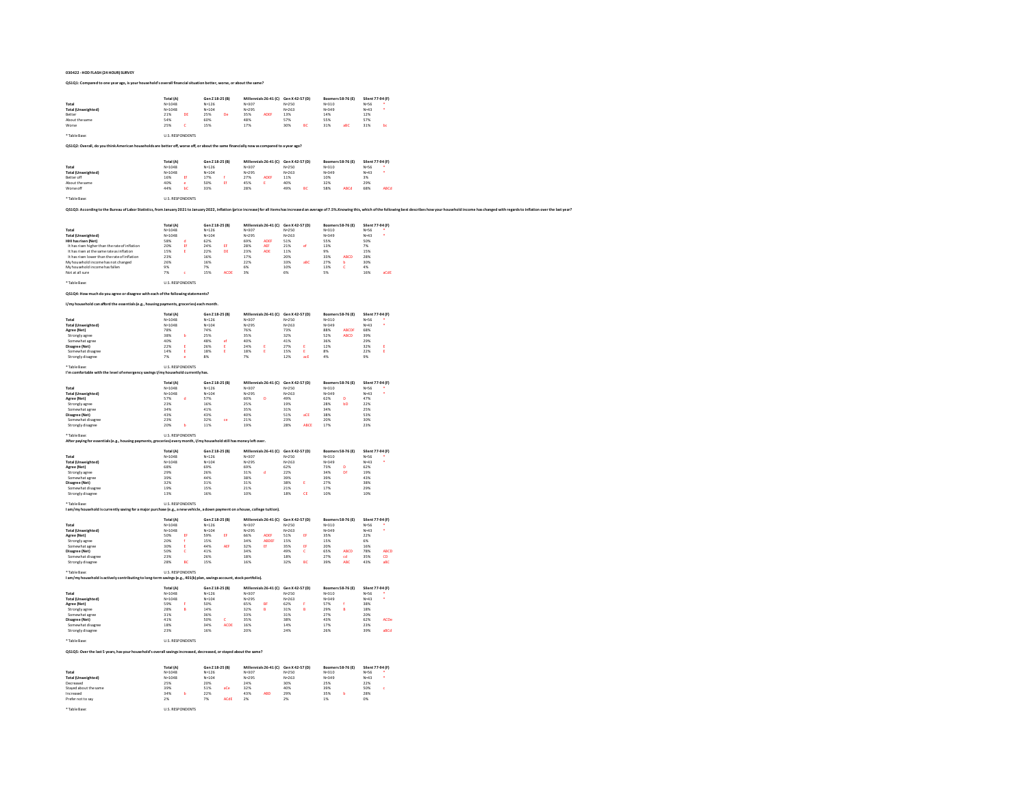030422 - HOD FLASH (24 HOUR) SURVEY

**QS1Q1: Compared to one year ago, is your household's overall financial situation better, worse, or about the same?**

| | Total (A) | | Gen Z 18-25 (B) | | Millennials 26-41 (C) | | Gen X 42-57 (D) | | Boomers 58-76 (E) | | Silent 77-94 (F) | |
|---|---|---|---|---|---|---|---|---|---|---|---|---|
| Total | N=1048 | | N=126 | | N=307 | | N=250 | | N=310 | | N=56 | * |
| Total (Unweighted) | N=1048 | | N=104 | | N=295 | | N=263 | | N=349 | | N=43 | * |
| Better | 21% | DE | 25% | De | 35% | ADEF | 13% | | 14% | | 12% | |
| About the same | 54% | | 60% | | 48% | | 57% | | 55% | | 57% | |
| Worse | 25% | C | 15% | | 17% | | 30% | BC | 31% | aBC | 31% | bc |

* Table Base: U.S. RESPONDENTS

**QS1Q2: Overall, do you think American households are better off, worse off, or about the same financially now as compared to a year ago?**

| | Total (A) | | Gen Z 18-25 (B) | | Millennials 26-41 (C) | | Gen X 42-57 (D) | | Boomers 58-76 (E) | | Silent 77-94 (F) | |
|---|---|---|---|---|---|---|---|---|---|---|---|---|
| Total | N=1048 | | N=126 | | N=307 | | N=250 | | N=310 | | N=56 | * |
| Total (Unweighted) | N=1048 | | N=104 | | N=295 | | N=263 | | N=349 | | N=43 | * |
| Better off | 16% | Ef | 17% | f | 27% | ADEF | 11% | | 10% | | 3% | |
| About the same | 40% | e | 50% | Ef | 45% | E | 40% | | 32% | | 29% | |
| Worse off | 44% | bC | 33% | | 28% | | 49% | BC | 58% | ABCd | 68% | ABCd |

* Table Base: U.S. RESPONDENTS

**QS1Q3: According to the Bureau of Labor Statistics, from January 2021 to January 2022, inflation (price increase) for all items has increased an average of 7.5%. Knowing this, which of the following best describes how your household income has changed with regards to inflation over the last year?**

| | Total (A) | | Gen Z 18-25 (B) | | Millennials 26-41 (C) | | Gen X 42-57 (D) | | Boomers 58-76 (E) | | Silent 77-94 (F) | |
|---|---|---|---|---|---|---|---|---|---|---|---|---|
| Total | N=1048 | | N=126 | | N=307 | | N=250 | | N=310 | | N=56 | * |
| Total (Unweighted) | N=1048 | | N=104 | | N=295 | | N=263 | | N=349 | | N=43 | * |
| **HHI has risen (Net)** | 58% | d | 62% | | 69% | ADEF | 51% | | 55% | | 50% | |
| It has risen higher than the rate of inflation | 20% | Ef | 24% | EF | 28% | AEF | 21% | ef | 13% | | 7% | |
| It has risen at the same rate as inflation | 15% | E | 22% | DE | 23% | ADE | 11% | | 9% | | 15% | |
| It has risen lower than the rate of inflation | 23% | | 16% | | 17% | | 20% | | 33% | ABCD | 28% | |
| My household income has not changed | 26% | | 16% | | 22% | | 33% | aBC | 27% | b | 30% | |
| My household income has fallen | 9% | | 7% | | 6% | | 10% | | 13% | C | 4% | |
| Not at all sure | 7% | c | 15% | ACDE | 3% | | 6% | | 5% | | 16% | aCdE |

* Table Base: U.S. RESPONDENTS

**QS1Q4: How much do you agree or disagree with each of the following statements?**

**I/my household can afford the essentials (e.g., housing payments, groceries) each month.**

| | Total (A) | | Gen Z 18-25 (B) | | Millennials 26-41 (C) | | Gen X 42-57 (D) | | Boomers 58-76 (E) | | Silent 77-94 (F) | |
|---|---|---|---|---|---|---|---|---|---|---|---|---|
| Total | N=1048 | | N=126 | | N=307 | | N=250 | | N=310 | | N=56 | * |
| Total (Unweighted) | N=1048 | | N=104 | | N=295 | | N=263 | | N=349 | | N=43 | * |
| **Agree (Net)** | 78% | | 74% | | 76% | | 73% | | 88% | ABCDF | 68% | |
| Strongly agree | 38% | b | 25% | | 35% | | 32% | | 52% | ABCD | 39% | |
| Somewhat agree | 40% | | 48% | ef | 40% | | 41% | | 36% | | 29% | |
| **Disagree (Net)** | 22% | E | 26% | E | 24% | E | 27% | E | 12% | | 32% | E |
| Somewhat disagree | 14% | E | 18% | E | 18% | E | 15% | E | 8% | | 22% | E |
| Strongly disagree | 7% | e | 8% | | 7% | | 12% | acE | 4% | | 9% | |

* Table Base: U.S. RESPONDENTS

**I'm comfortable with the level of emergency savings I/my household currently has.**

| | Total (A) | | Gen Z 18-25 (B) | | Millennials 26-41 (C) | | Gen X 42-57 (D) | | Boomers 58-76 (E) | | Silent 77-94 (F) | |
|---|---|---|---|---|---|---|---|---|---|---|---|---|
| Total | N=1048 | | N=126 | | N=307 | | N=250 | | N=310 | | N=56 | * |
| Total (Unweighted) | N=1048 | | N=104 | | N=295 | | N=263 | | N=349 | | N=43 | * |
| **Agree (Net)** | 57% | d | 57% | | 60% | D | 49% | | 62% | D | 47% | |
| Strongly agree | 23% | | 16% | | 25% | | 19% | | 28% | bD | 22% | |
| Somewhat agree | 34% | | 41% | | 35% | | 31% | | 34% | | 25% | |
| **Disagree (Net)** | 43% | | 43% | | 40% | | 51% | aCE | 38% | | 53% | |
| Somewhat disagree | 23% | | 32% | ce | 21% | | 23% | | 20% | | 30% | |
| Strongly disagree | 20% | b | 11% | | 19% | | 28% | ABCE | 17% | | 23% | |

* Table Base: U.S. RESPONDENTS

**After paying for essentials (e.g., housing payments, groceries) every month, I/my household still has money left over.**

| | Total (A) | | Gen Z 18-25 (B) | | Millennials 26-41 (C) | | Gen X 42-57 (D) | | Boomers 58-76 (E) | | Silent 77-94 (F) | |
|---|---|---|---|---|---|---|---|---|---|---|---|---|
| Total | N=1048 | | N=126 | | N=307 | | N=250 | | N=310 | | N=56 | * |
| Total (Unweighted) | N=1048 | | N=104 | | N=295 | | N=263 | | N=349 | | N=43 | * |
| **Agree (Net)** | 68% | | 69% | | 69% | | 62% | | 73% | D | 62% | |
| Strongly agree | 29% | | 26% | | 31% | d | 22% | | 34% | Df | 19% | |
| Somewhat agree | 39% | | 44% | | 38% | | 39% | | 39% | | 43% | |
| **Disagree (Net)** | 32% | | 31% | | 31% | | 38% | E | 27% | | 38% | |
| Somewhat disagree | 19% | | 15% | | 21% | | 21% | | 17% | | 29% | |
| Strongly disagree | 13% | | 16% | | 10% | | 18% | CE | 10% | | 10% | |

* Table Base: U.S. RESPONDENTS

**I am/my household is currently saving for a major purchase (e.g., a new vehicle, a down payment on a house, college tuition).**

| | Total (A) | | Gen Z 18-25 (B) | | Millennials 26-41 (C) | | Gen X 42-57 (D) | | Boomers 58-76 (E) | | Silent 77-94 (F) | |
|---|---|---|---|---|---|---|---|---|---|---|---|---|
| Total | N=1048 | | N=126 | | N=307 | | N=250 | | N=310 | | N=56 | * |
| Total (Unweighted) | N=1048 | | N=104 | | N=295 | | N=263 | | N=349 | | N=43 | * |
| **Agree (Net)** | 50% | EF | 59% | EF | 66% | ADEF | 51% | EF | 35% | | 22% | |
| Strongly agree | 20% | f | 15% | | 34% | ABDEF | 15% | | 15% | | 6% | |
| Somewhat agree | 30% | E | 44% | AEF | 32% | EF | 35% | EF | 20% | | 16% | |
| **Disagree (Net)** | 50% | C | 41% | | 34% | | 49% | C | 65% | ABCD | 78% | ABCD |
| Somewhat disagree | 23% | | 26% | | 18% | | 18% | | 27% | cd | 35% | CD |
| Strongly disagree | 28% | BC | 15% | | 16% | | 32% | BC | 39% | ABC | 43% | aBC |

* Table Base: U.S. RESPONDENTS

**I am/my household is actively contributing to long-term savings (e.g., 401(k) plan, savings account, stock portfolio).**

| | Total (A) | | Gen Z 18-25 (B) | | Millennials 26-41 (C) | | Gen X 42-57 (D) | | Boomers 58-76 (E) | | Silent 77-94 (F) | |
|---|---|---|---|---|---|---|---|---|---|---|---|---|
| Total | N=1048 | | N=126 | | N=307 | | N=250 | | N=310 | | N=56 | * |
| Total (Unweighted) | N=1048 | | N=104 | | N=295 | | N=263 | | N=349 | | N=43 | * |
| **Agree (Net)** | 59% | F | 50% | | 65% | BF | 62% | F | 57% | F | 38% | |
| Strongly agree | 28% | B | 14% | | 32% | B | 31% | B | 29% | B | 18% | |
| Somewhat agree | 31% | | 36% | | 33% | | 31% | | 27% | | 20% | |
| **Disagree (Net)** | 41% | C | 50% | C | 35% | | 38% | | 43% | | 62% | ACDe |
| Somewhat disagree | 18% | | 34% | ACDE | 16% | | 14% | | 17% | | 23% | |
| Strongly disagree | 23% | | 16% | | 20% | | 24% | | 26% | | 39% | aBCd |

* Table Base: U.S. RESPONDENTS

**QS1Q5: Over the last 5 years, has your household's overall savings increased, decreased, or stayed about the same?**

| | Total (A) | | Gen Z 18-25 (B) | | Millennials 26-41 (C) | | Gen X 42-57 (D) | | Boomers 58-76 (E) | | Silent 77-94 (F) | |
|---|---|---|---|---|---|---|---|---|---|---|---|---|
| Total | N=1048 | | N=126 | | N=307 | | N=250 | | N=310 | | N=56 | * |
| Total (Unweighted) | N=1048 | | N=104 | | N=295 | | N=263 | | N=349 | | N=43 | * |
| Decreased | 25% | | 20% | | 24% | | 30% | | 25% | | 22% | |
| Stayed about the same | 39% | | 51% | aCe | 32% | | 40% | | 39% | | 50% | c |
| Increased | 34% | b | 22% | | 43% | ABD | 29% | | 35% | b | 28% | |
| Prefer not to say | 2% | | 7% | ACdE | 2% | | 2% | | 1% | | 0% | |

* Table Base: U.S. RESPONDENTS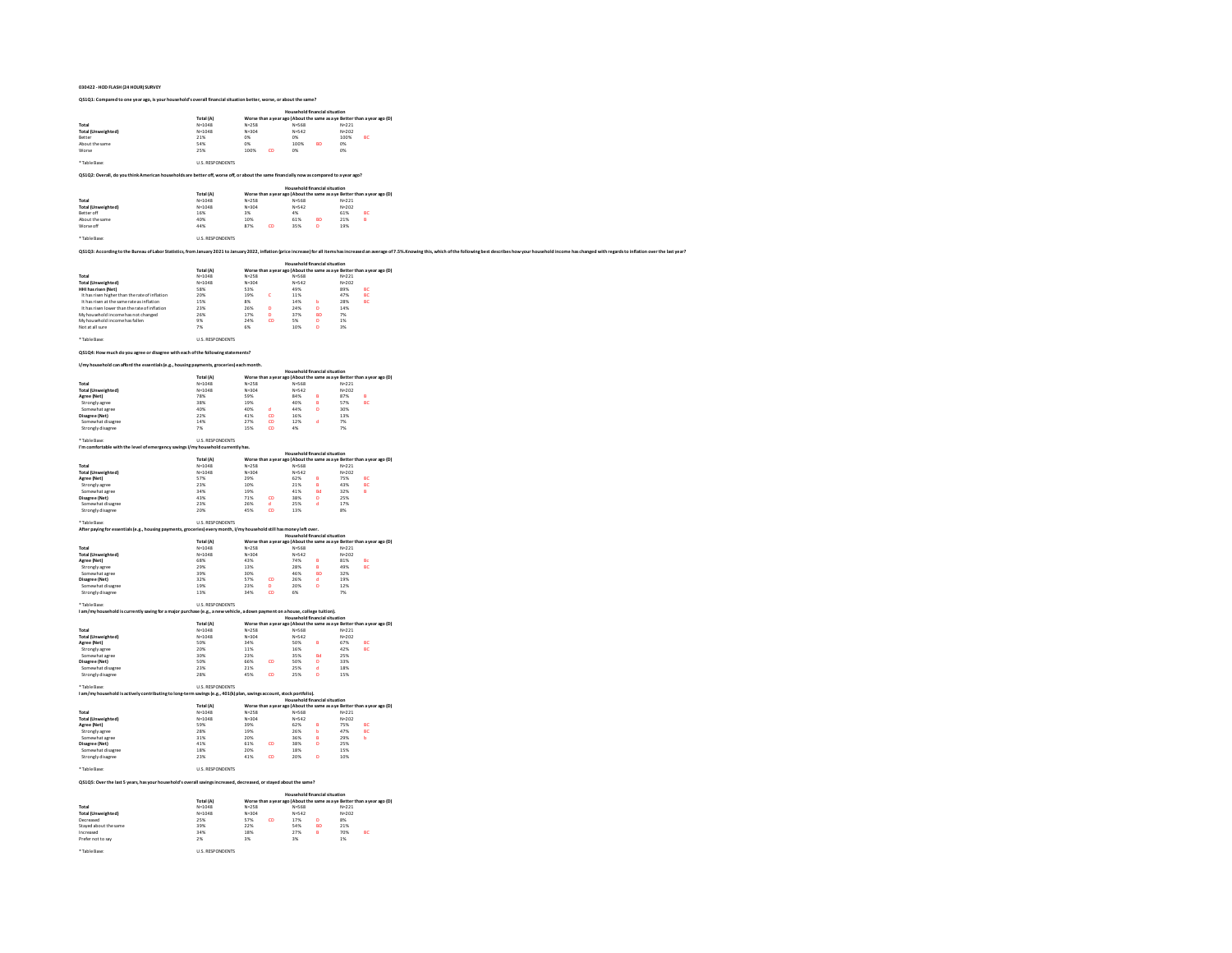**030422 - HCD FLASH (24 HOUR) SURVEY**

**QS1Q1: Compared to one year ago, is your household's overall financial situation better, worse, or about the same?**

| | Total (A) | Household financial situation | | | | | |
|---|---|---|---|---|---|---|---|
| | | Worse than a year ago (B) | | About the same as a year ago (C) | | Better than a year ago (D) | |
| **Total** | N=1048 | N=258 | | N=568 | | N=221 | |
| **Total (Unweighted)** | N=1048 | N=304 | | N=542 | | N=202 | |
| Better | 21% | 0% | | 0% | | 100% | BC |
| About the same | 54% | 0% | | 100% | BD | 0% | |
| Worse | 25% | 100% | CD | 0% | | 0% | |

* Table Base: U.S. RESPONDENTS

**QS1Q2: Overall, do you think American households are better off, worse off, or about the same financially now as compared to a year ago?**

| | Total (A) | Household financial situation | | | | | |
|---|---|---|---|---|---|---|---|
| | | Worse than a year ago (B) | | About the same as a year ago (C) | | Better than a year ago (D) | |
| **Total** | N=1048 | N=258 | | N=568 | | N=221 | |
| **Total (Unweighted)** | N=1048 | N=304 | | N=542 | | N=202 | |
| Better off | 16% | 3% | | 4% | | 61% | BC |
| About the same | 40% | 10% | | 61% | BD | 21% | B |
| Worse off | 44% | 87% | CD | 35% | D | 19% | |

* Table Base: U.S. RESPONDENTS

**QS1Q3: According to the Bureau of Labor Statistics, from January 2021 to January 2022, inflation (price increase) for all items has increased an average of 7.5%. Knowing this, which of the following best describes how your household income has changed with regards to inflation over the last year?**

| | Total (A) | Household financial situation | | | | | |
|---|---|---|---|---|---|---|---|
| | | Worse than a year ago (B) | | About the same as a year ago (C) | | Better than a year ago (D) | |
| **Total** | N=1048 | N=258 | | N=568 | | N=221 | |
| **Total (Unweighted)** | N=1048 | N=304 | | N=542 | | N=202 | |
| **HHI has risen (Net)** | 58% | 53% | | 49% | | 89% | BC |
| It has risen higher than the rate of inflation | 20% | 19% | C | 11% | | 47% | BC |
| It has risen at the same rate as inflation | 15% | 8% | | 14% | b | 28% | BC |
| It has risen lower than the rate of inflation | 23% | 26% | D | 24% | D | 14% | |
| My household income has not changed | 26% | 17% | D | 37% | BD | 7% | |
| My household income has fallen | 9% | 24% | CD | 5% | D | 1% | |
| Not at all sure | 7% | 6% | | 10% | D | 3% | |

* Table Base: U.S. RESPONDENTS

**QS1Q4: How much do you agree or disagree with each of the following statements?**

**I/my household can afford the essentials (e.g., housing payments, groceries) each month.**

| | Total (A) | Household financial situation | | | | | |
|---|---|---|---|---|---|---|---|
| | | Worse than a year ago (B) | | About the same as a year ago (C) | | Better than a year ago (D) | |
| **Total** | N=1048 | N=258 | | N=568 | | N=221 | |
| **Total (Unweighted)** | N=1048 | N=304 | | N=542 | | N=202 | |
| **Agree (Net)** | 78% | 59% | | 84% | B | 87% | B |
| Strongly agree | 38% | 19% | | 40% | B | 57% | BC |
| Somewhat agree | 40% | 40% | d | 44% | D | 30% | |
| **Disagree (Net)** | 22% | 41% | CD | 16% | | 13% | |
| Somewhat disagree | 14% | 27% | CD | 12% | d | 7% | |
| Strongly disagree | 7% | 15% | CD | 4% | | 7% | |

* Table Base: U.S. RESPONDENTS

**I'm comfortable with the level of emergency savings I/my household currently has.**

| | Total (A) | Household financial situation | | | | | |
|---|---|---|---|---|---|---|---|
| | | Worse than a year ago (B) | | About the same as a year ago (C) | | Better than a year ago (D) | |
| **Total** | N=1048 | N=258 | | N=568 | | N=221 | |
| **Total (Unweighted)** | N=1048 | N=304 | | N=542 | | N=202 | |
| **Agree (Net)** | 57% | 29% | | 62% | B | 75% | BC |
| Strongly agree | 23% | 10% | | 21% | B | 43% | BC |
| Somewhat agree | 34% | 19% | | 41% | Bd | 32% | B |
| **Disagree (Net)** | 43% | 71% | CD | 38% | D | 25% | |
| Somewhat disagree | 23% | 26% | d | 25% | d | 17% | |
| Strongly disagree | 20% | 45% | CD | 13% | | 8% | |

* Table Base: U.S. RESPONDENTS

**After paying for essentials (e.g., housing payments, groceries) every month, I/my household still has money left over.**

| | Total (A) | Household financial situation | | | | | |
|---|---|---|---|---|---|---|---|
| | | Worse than a year ago (B) | | About the same as a year ago (C) | | Better than a year ago (D) | |
| **Total** | N=1048 | N=258 | | N=568 | | N=221 | |
| **Total (Unweighted)** | N=1048 | N=304 | | N=542 | | N=202 | |
| **Agree (Net)** | 68% | 43% | | 74% | B | 81% | Bc |
| Strongly agree | 29% | 13% | | 28% | B | 49% | BC |
| Somewhat agree | 39% | 30% | | 46% | BD | 32% | |
| **Disagree (Net)** | 32% | 57% | CD | 26% | d | 19% | |
| Somewhat disagree | 19% | 23% | D | 20% | D | 12% | |
| Strongly disagree | 13% | 34% | CD | 6% | | 7% | |

* Table Base: U.S. RESPONDENTS

**I am/my household is currently saving for a major purchase (e.g., a new vehicle, a down payment on a house, college tuition).**

| | Total (A) | Household financial situation | | | | | |
|---|---|---|---|---|---|---|---|
| | | Worse than a year ago (B) | | About the same as a year ago (C) | | Better than a year ago (D) | |
| **Total** | N=1048 | N=258 | | N=568 | | N=221 | |
| **Total (Unweighted)** | N=1048 | N=304 | | N=542 | | N=202 | |
| **Agree (Net)** | 50% | 34% | | 50% | B | 67% | BC |
| Strongly agree | 20% | 11% | | 16% | | 42% | BC |
| Somewhat agree | 30% | 23% | | 35% | Bd | 25% | |
| **Disagree (Net)** | 50% | 66% | CD | 50% | D | 33% | |
| Somewhat disagree | 23% | 21% | | 25% | d | 18% | |
| Strongly disagree | 28% | 45% | CD | 25% | D | 15% | |

* Table Base: U.S. RESPONDENTS

**I am/my household is actively contributing to long-term savings (e.g., 401(k) plan, savings account, stock portfolio).**

| | Total (A) | Household financial situation | | | | | |
|---|---|---|---|---|---|---|---|
| | | Worse than a year ago (B) | | About the same as a year ago (C) | | Better than a year ago (D) | |
| **Total** | N=1048 | N=258 | | N=568 | | N=221 | |
| **Total (Unweighted)** | N=1048 | N=304 | | N=542 | | N=202 | |
| **Agree (Net)** | 59% | 39% | | 62% | B | 75% | BC |
| Strongly agree | 28% | 19% | | 26% | b | 47% | BC |
| Somewhat agree | 31% | 20% | | 36% | B | 29% | b |
| **Disagree (Net)** | 41% | 61% | CD | 38% | D | 25% | |
| Somewhat disagree | 18% | 20% | | 18% | | 15% | |
| Strongly disagree | 23% | 41% | CD | 20% | D | 10% | |

* Table Base: U.S. RESPONDENTS

**QS1Q5: Over the last 5 years, has your household's overall savings increased, decreased, or stayed about the same?**

| | Total (A) | Household financial situation | | | | | |
|---|---|---|---|---|---|---|---|
| | | Worse than a year ago (B) | | About the same as a year ago (C) | | Better than a year ago (D) | |
| **Total** | N=1048 | N=258 | | N=568 | | N=221 | |
| **Total (Unweighted)** | N=1048 | N=304 | | N=542 | | N=202 | |
| Decreased | 25% | 57% | CD | 17% | D | 8% | |
| Stayed about the same | 39% | 22% | | 54% | BD | 21% | |
| Increased | 34% | 18% | | 27% | B | 70% | BC |
| Prefer not to say | 2% | 3% | | 3% | | 1% | |

* Table Base: U.S. RESPONDENTS